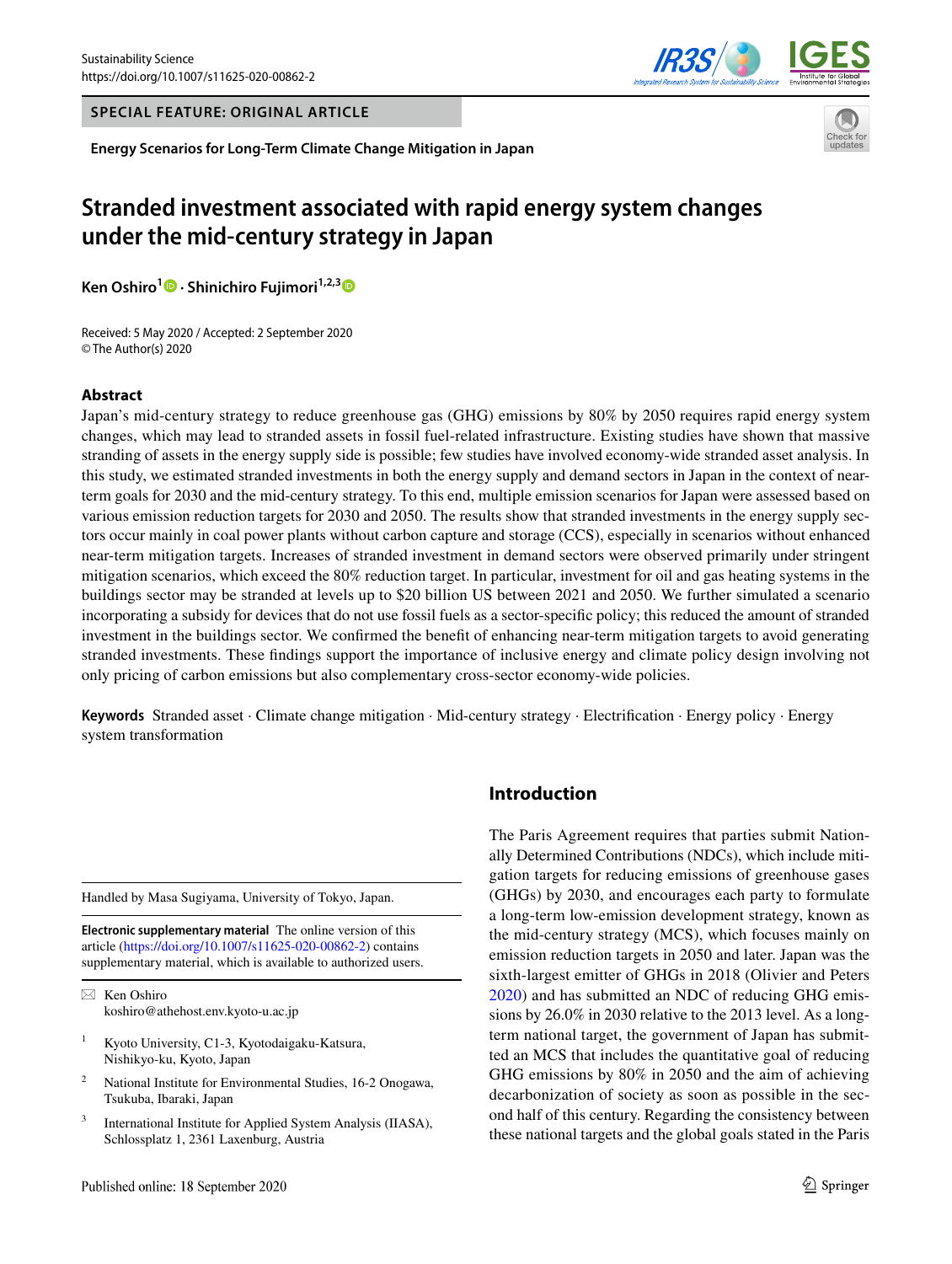SPECIAL FEATURE: ORIGINAL ARTICLE

**Energy Scenarios for Long-Term Climate Change Mitigation in Japan**

# Stranded investment associated with rapid energy system changes under the mid-century strategy in Japan

**Ken Oshiro**[1] **· Shinichiro Fujimori**[1,2,3]

Received: 5 May 2020 / Accepted: 2 September 2020
© The Author(s) 2020

## Abstract

Japan's mid-century strategy to reduce greenhouse gas (GHG) emissions by 80% by 2050 requires rapid energy system changes, which may lead to stranded assets in fossil fuel-related infrastructure. Existing studies have shown that massive stranding of assets in the energy supply side is possible; few studies have involved economy-wide stranded asset analysis. In this study, we estimated stranded investments in both the energy supply and demand sectors in Japan in the context of near-term goals for 2030 and the mid-century strategy. To this end, multiple emission scenarios for Japan were assessed based on various emission reduction targets for 2030 and 2050. The results show that stranded investments in the energy supply sectors occur mainly in coal power plants without carbon capture and storage (CCS), especially in scenarios without enhanced near-term mitigation targets. Increases of stranded investment in demand sectors were observed primarily under stringent mitigation scenarios, which exceed the 80% reduction target. In particular, investment for oil and gas heating systems in the buildings sector may be stranded at levels up to $20 billion US between 2021 and 2050. We further simulated a scenario incorporating a subsidy for devices that do not use fossil fuels as a sector-specific policy; this reduced the amount of stranded investment in the buildings sector. We confirmed the benefit of enhancing near-term mitigation targets to avoid generating stranded investments. These findings support the importance of inclusive energy and climate policy design involving not only pricing of carbon emissions but also complementary cross-sector economy-wide policies.

**Keywords** Stranded asset · Climate change mitigation · Mid-century strategy · Electrification · Energy policy · Energy system transformation

## Introduction

The Paris Agreement requires that parties submit Nationally Determined Contributions (NDCs), which include mitigation targets for reducing emissions of greenhouse gases (GHGs) by 2030, and encourages each party to formulate a long-term low-emission development strategy, known as the mid-century strategy (MCS), which focuses mainly on emission reduction targets in 2050 and later. Japan was the sixth-largest emitter of GHGs in 2018 (Olivier and Peters 2020) and has submitted an NDC of reducing GHG emissions by 26.0% in 2030 relative to the 2013 level. As a long-term national target, the government of Japan has submitted an MCS that includes the quantitative goal of reducing GHG emissions by 80% in 2050 and the aim of achieving decarbonization of society as soon as possible in the second half of this century. Regarding the consistency between these national targets and the global goals stated in the Paris

---

Handled by Masa Sugiyama, University of Tokyo, Japan.

**Electronic supplementary material** The online version of this article (https://doi.org/10.1007/s11625-020-00862-2) contains supplementary material, which is available to authorized users.

✉ Ken Oshiro
koshiro@athehost.env.kyoto-u.ac.jp

1 Kyoto University, C1-3, Kyotodaigaku-Katsura, Nishikyo-ku, Kyoto, Japan

2 National Institute for Environmental Studies, 16-2 Onogawa, Tsukuba, Ibaraki, Japan

3 International Institute for Applied System Analysis (IIASA), Schlossplatz 1, 2361 Laxenburg, Austria

Published online: 18 September 2020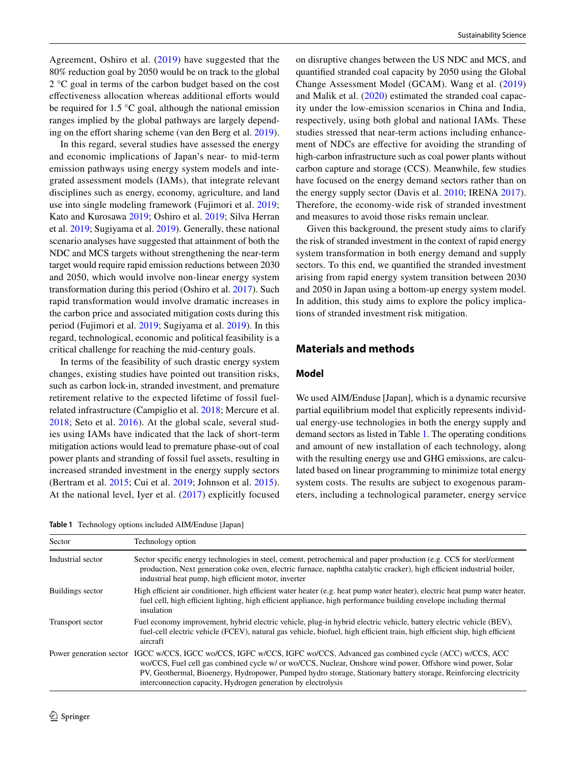Agreement, Oshiro et al. (2019) have suggested that the 80% reduction goal by 2050 would be on track to the global 2 °C goal in terms of the carbon budget based on the cost effectiveness allocation whereas additional efforts would be required for 1.5 °C goal, although the national emission ranges implied by the global pathways are largely depending on the effort sharing scheme (van den Berg et al. 2019).

In this regard, several studies have assessed the energy and economic implications of Japan's near- to mid-term emission pathways using energy system models and integrated assessment models (IAMs), that integrate relevant disciplines such as energy, economy, agriculture, and land use into single modeling framework (Fujimori et al. 2019; Kato and Kurosawa 2019; Oshiro et al. 2019; Silva Herran et al. 2019; Sugiyama et al. 2019). Generally, these national scenario analyses have suggested that attainment of both the NDC and MCS targets without strengthening the near-term target would require rapid emission reductions between 2030 and 2050, which would involve non-linear energy system transformation during this period (Oshiro et al. 2017). Such rapid transformation would involve dramatic increases in the carbon price and associated mitigation costs during this period (Fujimori et al. 2019; Sugiyama et al. 2019). In this regard, technological, economic and political feasibility is a critical challenge for reaching the mid-century goals.

In terms of the feasibility of such drastic energy system changes, existing studies have pointed out transition risks, such as carbon lock-in, stranded investment, and premature retirement relative to the expected lifetime of fossil fuel-related infrastructure (Campiglio et al. 2018; Mercure et al. 2018; Seto et al. 2016). At the global scale, several studies using IAMs have indicated that the lack of short-term mitigation actions would lead to premature phase-out of coal power plants and stranding of fossil fuel assets, resulting in increased stranded investment in the energy supply sectors (Bertram et al. 2015; Cui et al. 2019; Johnson et al. 2015). At the national level, Iyer et al. (2017) explicitly focused on disruptive changes between the US NDC and MCS, and quantified stranded coal capacity by 2050 using the Global Change Assessment Model (GCAM). Wang et al. (2019) and Malik et al. (2020) estimated the stranded coal capacity under the low-emission scenarios in China and India, respectively, using both global and national IAMs. These studies stressed that near-term actions including enhancement of NDCs are effective for avoiding the stranding of high-carbon infrastructure such as coal power plants without carbon capture and storage (CCS). Meanwhile, few studies have focused on the energy demand sectors rather than on the energy supply sector (Davis et al. 2010; IRENA 2017). Therefore, the economy-wide risk of stranded investment and measures to avoid those risks remain unclear.

Given this background, the present study aims to clarify the risk of stranded investment in the context of rapid energy system transformation in both energy demand and supply sectors. To this end, we quantified the stranded investment arising from rapid energy system transition between 2030 and 2050 in Japan using a bottom-up energy system model. In addition, this study aims to explore the policy implications of stranded investment risk mitigation.

## Materials and methods

### Model

We used AIM/Enduse [Japan], which is a dynamic recursive partial equilibrium model that explicitly represents individual energy-use technologies in both the energy supply and demand sectors as listed in Table 1. The operating conditions and amount of new installation of each technology, along with the resulting energy use and GHG emissions, are calculated based on linear programming to minimize total energy system costs. The results are subject to exogenous parameters, including a technological parameter, energy service

**Table 1** Technology options included AIM/Enduse [Japan]

| Sector | Technology option |
|---|---|
| Industrial sector | Sector specific energy technologies in steel, cement, petrochemical and paper production (e.g. CCS for steel/cement production, Next generation coke oven, electric furnace, naphtha catalytic cracker), high efficient industrial boiler, industrial heat pump, high efficient motor, inverter |
| Buildings sector | High efficient air conditioner, high efficient water heater (e.g. heat pump water heater), electric heat pump water heater, fuel cell, high efficient lighting, high efficient appliance, high performance building envelope including thermal insulation |
| Transport sector | Fuel economy improvement, hybrid electric vehicle, plug-in hybrid electric vehicle, battery electric vehicle (BEV), fuel-cell electric vehicle (FCEV), natural gas vehicle, biofuel, high efficient train, high efficient ship, high efficient aircraft |
| Power generation sector | IGCC w/CCS, IGCC wo/CCS, IGFC w/CCS, IGFC wo/CCS, Advanced gas combined cycle (ACC) w/CCS, ACC wo/CCS, Fuel cell gas combined cycle w/ or wo/CCS, Nuclear, Onshore wind power, Offshore wind power, Solar PV, Geothermal, Bioenergy, Hydropower, Pumped hydro storage, Stationary battery storage, Reinforcing electricity interconnection capacity, Hydrogen generation by electrolysis |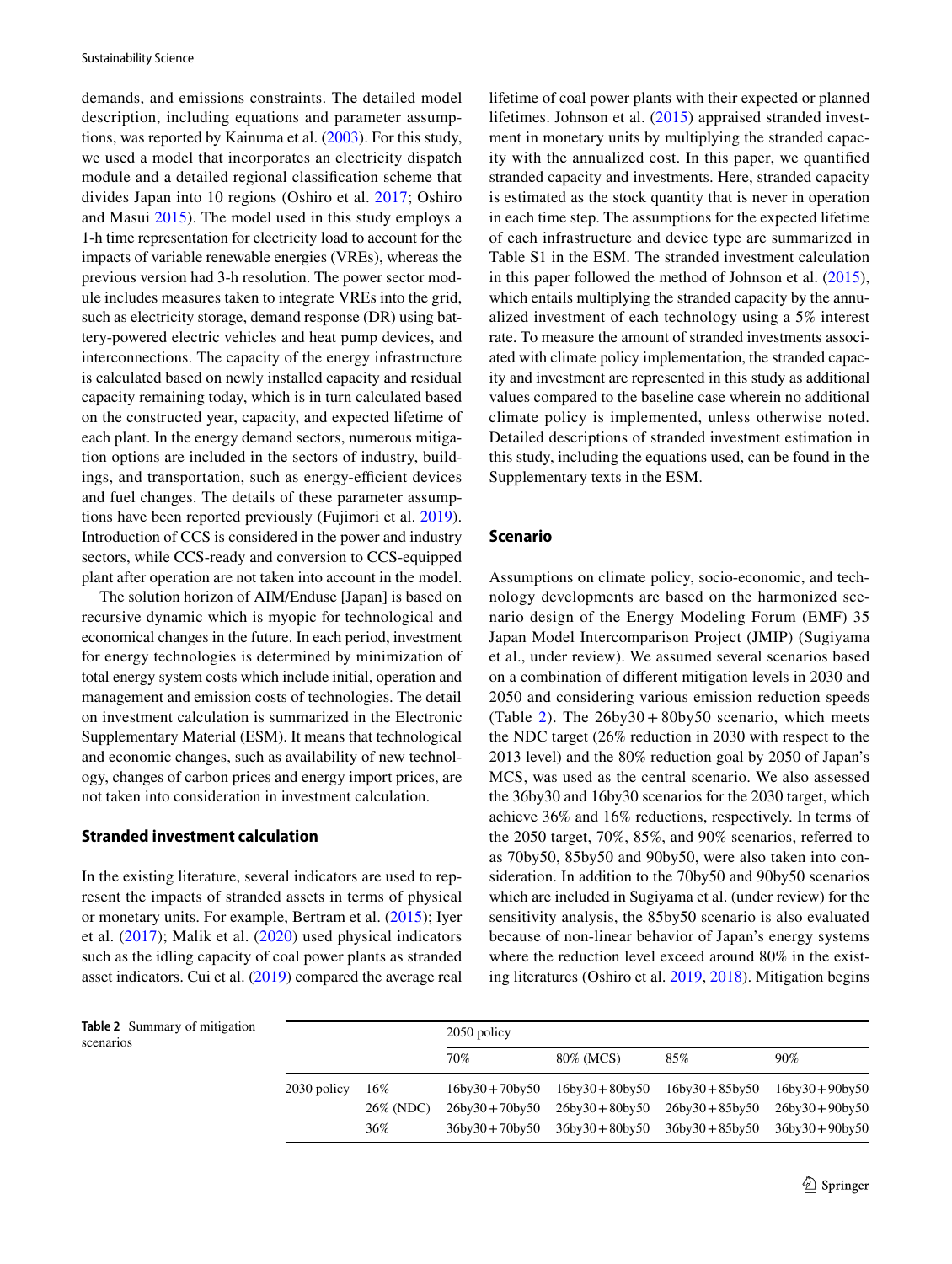demands, and emissions constraints. The detailed model description, including equations and parameter assumptions, was reported by Kainuma et al. (2003). For this study, we used a model that incorporates an electricity dispatch module and a detailed regional classification scheme that divides Japan into 10 regions (Oshiro et al. 2017; Oshiro and Masui 2015). The model used in this study employs a 1-h time representation for electricity load to account for the impacts of variable renewable energies (VREs), whereas the previous version had 3-h resolution. The power sector module includes measures taken to integrate VREs into the grid, such as electricity storage, demand response (DR) using battery-powered electric vehicles and heat pump devices, and interconnections. The capacity of the energy infrastructure is calculated based on newly installed capacity and residual capacity remaining today, which is in turn calculated based on the constructed year, capacity, and expected lifetime of each plant. In the energy demand sectors, numerous mitigation options are included in the sectors of industry, buildings, and transportation, such as energy-efficient devices and fuel changes. The details of these parameter assumptions have been reported previously (Fujimori et al. 2019). Introduction of CCS is considered in the power and industry sectors, while CCS-ready and conversion to CCS-equipped plant after operation are not taken into account in the model.

The solution horizon of AIM/Enduse [Japan] is based on recursive dynamic which is myopic for technological and economical changes in the future. In each period, investment for energy technologies is determined by minimization of total energy system costs which include initial, operation and management and emission costs of technologies. The detail on investment calculation is summarized in the Electronic Supplementary Material (ESM). It means that technological and economic changes, such as availability of new technology, changes of carbon prices and energy import prices, are not taken into consideration in investment calculation.

### Stranded investment calculation

In the existing literature, several indicators are used to represent the impacts of stranded assets in terms of physical or monetary units. For example, Bertram et al. (2015); Iyer et al. (2017); Malik et al. (2020) used physical indicators such as the idling capacity of coal power plants as stranded asset indicators. Cui et al. (2019) compared the average real lifetime of coal power plants with their expected or planned lifetimes. Johnson et al. (2015) appraised stranded investment in monetary units by multiplying the stranded capacity with the annualized cost. In this paper, we quantified stranded capacity and investments. Here, stranded capacity is estimated as the stock quantity that is never in operation in each time step. The assumptions for the expected lifetime of each infrastructure and device type are summarized in Table S1 in the ESM. The stranded investment calculation in this paper followed the method of Johnson et al. (2015), which entails multiplying the stranded capacity by the annualized investment of each technology using a 5% interest rate. To measure the amount of stranded investments associated with climate policy implementation, the stranded capacity and investment are represented in this study as additional values compared to the baseline case wherein no additional climate policy is implemented, unless otherwise noted. Detailed descriptions of stranded investment estimation in this study, including the equations used, can be found in the Supplementary texts in the ESM.

### Scenario

Assumptions on climate policy, socio-economic, and technology developments are based on the harmonized scenario design of the Energy Modeling Forum (EMF) 35 Japan Model Intercomparison Project (JMIP) (Sugiyama et al., under review). We assumed several scenarios based on a combination of different mitigation levels in 2030 and 2050 and considering various emission reduction speeds (Table 2). The 26by30 + 80by50 scenario, which meets the NDC target (26% reduction in 2030 with respect to the 2013 level) and the 80% reduction goal by 2050 of Japan's MCS, was used as the central scenario. We also assessed the 36by30 and 16by30 scenarios for the 2030 target, which achieve 36% and 16% reductions, respectively. In terms of the 2050 target, 70%, 85%, and 90% scenarios, referred to as 70by50, 85by50 and 90by50, were also taken into consideration. In addition to the 70by50 and 90by50 scenarios which are included in Sugiyama et al. (under review) for the sensitivity analysis, the 85by50 scenario is also evaluated because of non-linear behavior of Japan's energy systems where the reduction level exceed around 80% in the existing literatures (Oshiro et al. 2019, 2018). Mitigation begins

**Table 2** Summary of mitigation scenarios

| | | 2050 policy | | | |
|---|---|---|---|---|---|
| | | 70% | 80% (MCS) | 85% | 90% |
| 2030 policy | 16% | 16by30 + 70by50 | 16by30 + 80by50 | 16by30 + 85by50 | 16by30 + 90by50 |
| | 26% (NDC) | 26by30 + 70by50 | 26by30 + 80by50 | 26by30 + 85by50 | 26by30 + 90by50 |
| | 36% | 36by30 + 70by50 | 36by30 + 80by50 | 36by30 + 85by50 | 36by30 + 90by50 |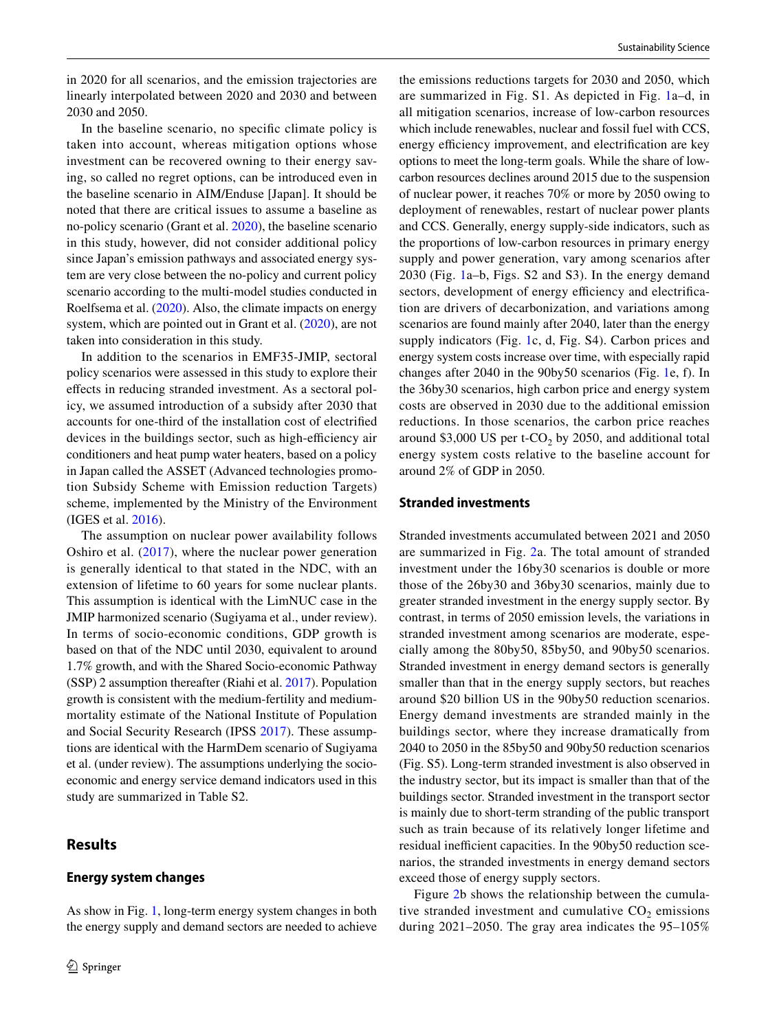in 2020 for all scenarios, and the emission trajectories are linearly interpolated between 2020 and 2030 and between 2030 and 2050.

In the baseline scenario, no specific climate policy is taken into account, whereas mitigation options whose investment can be recovered owning to their energy saving, so called no regret options, can be introduced even in the baseline scenario in AIM/Enduse [Japan]. It should be noted that there are critical issues to assume a baseline as no-policy scenario (Grant et al. 2020), the baseline scenario in this study, however, did not consider additional policy since Japan's emission pathways and associated energy system are very close between the no-policy and current policy scenario according to the multi-model studies conducted in Roelfsema et al. (2020). Also, the climate impacts on energy system, which are pointed out in Grant et al. (2020), are not taken into consideration in this study.

In addition to the scenarios in EMF35-JMIP, sectoral policy scenarios were assessed in this study to explore their effects in reducing stranded investment. As a sectoral policy, we assumed introduction of a subsidy after 2030 that accounts for one-third of the installation cost of electrified devices in the buildings sector, such as high-efficiency air conditioners and heat pump water heaters, based on a policy in Japan called the ASSET (Advanced technologies promotion Subsidy Scheme with Emission reduction Targets) scheme, implemented by the Ministry of the Environment (IGES et al. 2016).

The assumption on nuclear power availability follows Oshiro et al. (2017), where the nuclear power generation is generally identical to that stated in the NDC, with an extension of lifetime to 60 years for some nuclear plants. This assumption is identical with the LimNUC case in the JMIP harmonized scenario (Sugiyama et al., under review). In terms of socio-economic conditions, GDP growth is based on that of the NDC until 2030, equivalent to around 1.7% growth, and with the Shared Socio-economic Pathway (SSP) 2 assumption thereafter (Riahi et al. 2017). Population growth is consistent with the medium-fertility and medium-mortality estimate of the National Institute of Population and Social Security Research (IPSS 2017). These assumptions are identical with the HarmDem scenario of Sugiyama et al. (under review). The assumptions underlying the socio-economic and energy service demand indicators used in this study are summarized in Table S2.

## Results

### Energy system changes

As show in Fig. 1, long-term energy system changes in both the energy supply and demand sectors are needed to achieve the emissions reductions targets for 2030 and 2050, which are summarized in Fig. S1. As depicted in Fig. 1a–d, in all mitigation scenarios, increase of low-carbon resources which include renewables, nuclear and fossil fuel with CCS, energy efficiency improvement, and electrification are key options to meet the long-term goals. While the share of low-carbon resources declines around 2015 due to the suspension of nuclear power, it reaches 70% or more by 2050 owing to deployment of renewables, restart of nuclear power plants and CCS. Generally, energy supply-side indicators, such as the proportions of low-carbon resources in primary energy supply and power generation, vary among scenarios after 2030 (Fig. 1a–b, Figs. S2 and S3). In the energy demand sectors, development of energy efficiency and electrification are drivers of decarbonization, and variations among scenarios are found mainly after 2040, later than the energy supply indicators (Fig. 1c, d, Fig. S4). Carbon prices and energy system costs increase over time, with especially rapid changes after 2040 in the 90by50 scenarios (Fig. 1e, f). In the 36by30 scenarios, high carbon price and energy system costs are observed in 2030 due to the additional emission reductions. In those scenarios, the carbon price reaches around \$3,000 US per t-$CO_2$ by 2050, and additional total energy system costs relative to the baseline account for around 2% of GDP in 2050.

### Stranded investments

Stranded investments accumulated between 2021 and 2050 are summarized in Fig. 2a. The total amount of stranded investment under the 16by30 scenarios is double or more those of the 26by30 and 36by30 scenarios, mainly due to greater stranded investment in the energy supply sector. By contrast, in terms of 2050 emission levels, the variations in stranded investment among scenarios are moderate, especially among the 80by50, 85by50, and 90by50 scenarios. Stranded investment in energy demand sectors is generally smaller than that in the energy supply sectors, but reaches around \$20 billion US in the 90by50 reduction scenarios. Energy demand investments are stranded mainly in the buildings sector, where they increase dramatically from 2040 to 2050 in the 85by50 and 90by50 reduction scenarios (Fig. S5). Long-term stranded investment is also observed in the industry sector, but its impact is smaller than that of the buildings sector. Stranded investment in the transport sector is mainly due to short-term stranding of the public transport such as train because of its relatively longer lifetime and residual inefficient capacities. In the 90by50 reduction scenarios, the stranded investments in energy demand sectors exceed those of energy supply sectors.

Figure 2b shows the relationship between the cumulative stranded investment and cumulative $CO_2$ emissions during 2021–2050. The gray area indicates the 95–105%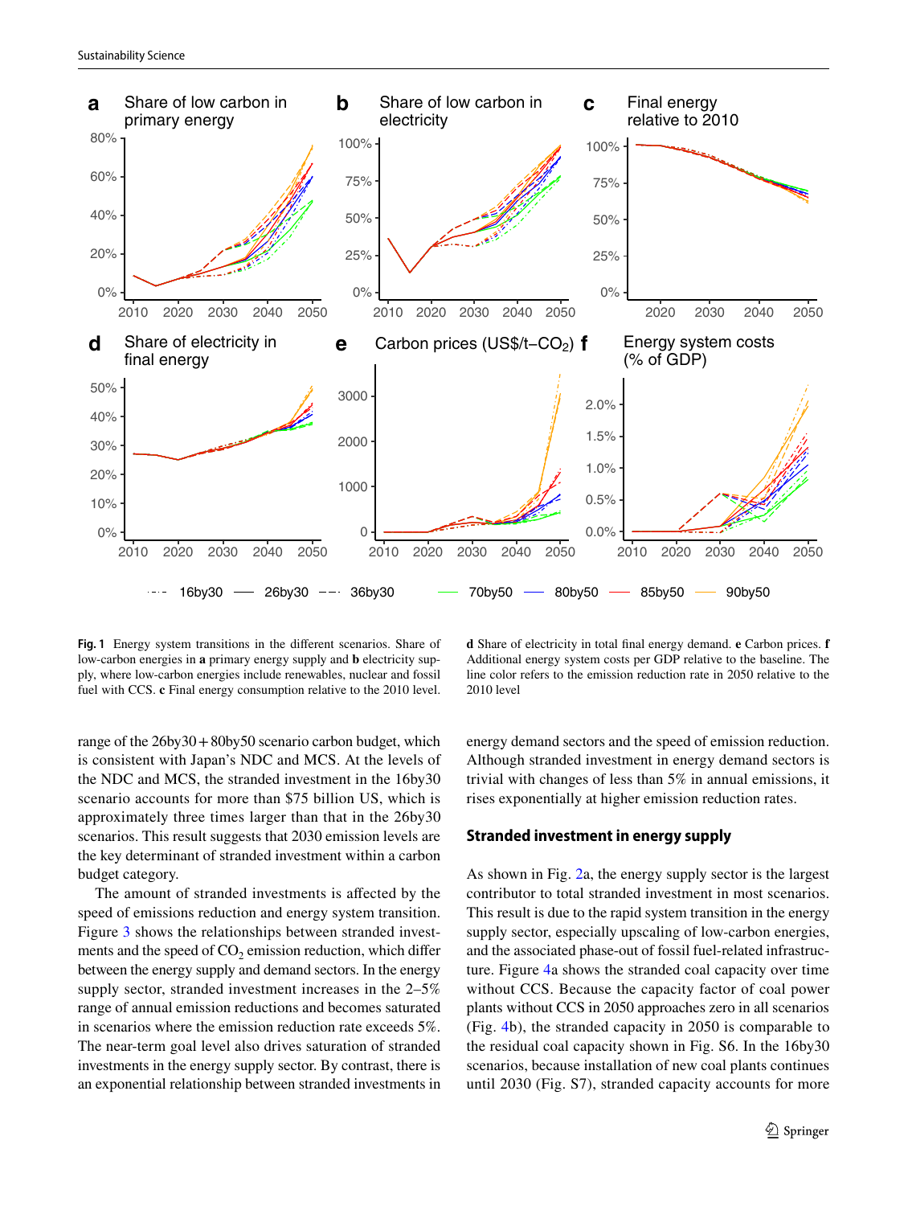**Fig. 1** Energy system transitions in the different scenarios. Share of low-carbon energies in **a** primary energy supply and **b** electricity supply, where low-carbon energies include renewables, nuclear and fossil fuel with CCS. **c** Final energy consumption relative to the 2010 level. **d** Share of electricity in total final energy demand. **e** Carbon prices. **f** Additional energy system costs per GDP relative to the baseline. The line color refers to the emission reduction rate in 2050 relative to the 2010 level

range of the 26by30 + 80by50 scenario carbon budget, which is consistent with Japan's NDC and MCS. At the levels of the NDC and MCS, the stranded investment in the 16by30 scenario accounts for more than \$75 billion US, which is approximately three times larger than that in the 26by30 scenarios. This result suggests that 2030 emission levels are the key determinant of stranded investment within a carbon budget category.

The amount of stranded investments is affected by the speed of emissions reduction and energy system transition. Figure 3 shows the relationships between stranded investments and the speed of $CO_2$ emission reduction, which differ between the energy supply and demand sectors. In the energy supply sector, stranded investment increases in the 2–5% range of annual emission reductions and becomes saturated in scenarios where the emission reduction rate exceeds 5%. The near-term goal level also drives saturation of stranded investments in the energy supply sector. By contrast, there is an exponential relationship between stranded investments in energy demand sectors and the speed of emission reduction. Although stranded investment in energy demand sectors is trivial with changes of less than 5% in annual emissions, it rises exponentially at higher emission reduction rates.

### Stranded investment in energy supply

As shown in Fig. 2a, the energy supply sector is the largest contributor to total stranded investment in most scenarios. This result is due to the rapid system transition in the energy supply sector, especially upscaling of low-carbon energies, and the associated phase-out of fossil fuel-related infrastructure. Figure 4a shows the stranded coal capacity over time without CCS. Because the capacity factor of coal power plants without CCS in 2050 approaches zero in all scenarios (Fig. 4b), the stranded capacity in 2050 is comparable to the residual coal capacity shown in Fig. S6. In the 16by30 scenarios, because installation of new coal plants continues until 2030 (Fig. S7), stranded capacity accounts for more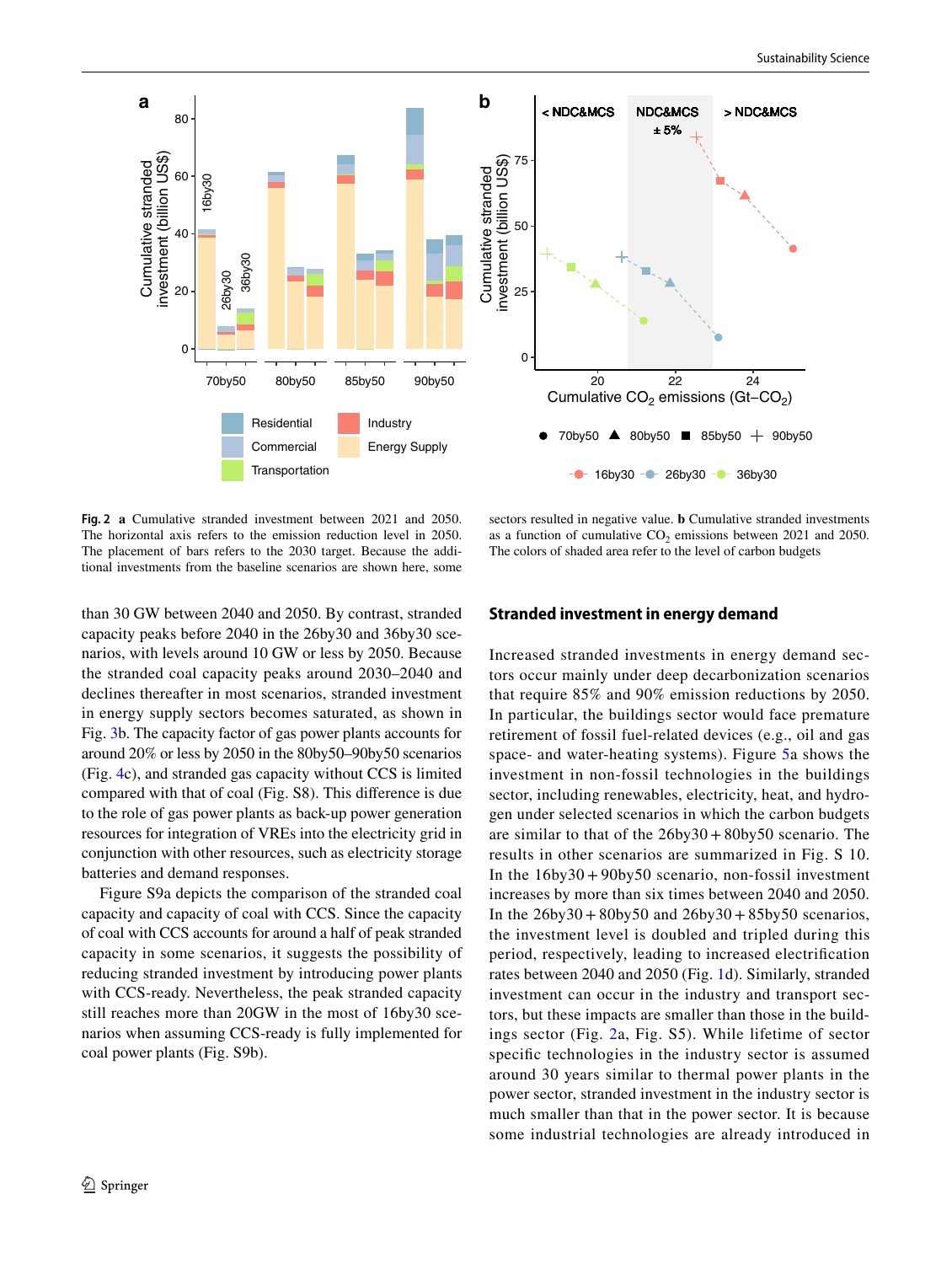**Fig. 2** **a** Cumulative stranded investment between 2021 and 2050. The horizontal axis refers to the emission reduction level in 2050. The placement of bars refers to the 2030 target. Because the additional investments from the baseline scenarios are shown here, some sectors resulted in negative value. **b** Cumulative stranded investments as a function of cumulative $CO_2$ emissions between 2021 and 2050. The colors of shaded area refer to the level of carbon budgets

than 30 GW between 2040 and 2050. By contrast, stranded capacity peaks before 2040 in the 26by30 and 36by30 scenarios, with levels around 10 GW or less by 2050. Because the stranded coal capacity peaks around 2030–2040 and declines thereafter in most scenarios, stranded investment in energy supply sectors becomes saturated, as shown in Fig. 3b. The capacity factor of gas power plants accounts for around 20% or less by 2050 in the 80by50–90by50 scenarios (Fig. 4c), and stranded gas capacity without CCS is limited compared with that of coal (Fig. S8). This difference is due to the role of gas power plants as back-up power generation resources for integration of VREs into the electricity grid in conjunction with other resources, such as electricity storage batteries and demand responses.

Figure S9a depicts the comparison of the stranded coal capacity and capacity of coal with CCS. Since the capacity of coal with CCS accounts for around a half of peak stranded capacity in some scenarios, it suggests the possibility of reducing stranded investment by introducing power plants with CCS-ready. Nevertheless, the peak stranded capacity still reaches more than 20GW in the most of 16by30 scenarios when assuming CCS-ready is fully implemented for coal power plants (Fig. S9b).

## Stranded investment in energy demand

Increased stranded investments in energy demand sectors occur mainly under deep decarbonization scenarios that require 85% and 90% emission reductions by 2050. In particular, the buildings sector would face premature retirement of fossil fuel-related devices (e.g., oil and gas space- and water-heating systems). Figure 5a shows the investment in non-fossil technologies in the buildings sector, including renewables, electricity, heat, and hydrogen under selected scenarios in which the carbon budgets are similar to that of the 26by30 + 80by50 scenario. The results in other scenarios are summarized in Fig. S 10. In the 16by30 + 90by50 scenario, non-fossil investment increases by more than six times between 2040 and 2050. In the 26by30 + 80by50 and 26by30 + 85by50 scenarios, the investment level is doubled and tripled during this period, respectively, leading to increased electrification rates between 2040 and 2050 (Fig. 1d). Similarly, stranded investment can occur in the industry and transport sectors, but these impacts are smaller than those in the buildings sector (Fig. 2a, Fig. S5). While lifetime of sector specific technologies in the industry sector is assumed around 30 years similar to thermal power plants in the power sector, stranded investment in the industry sector is much smaller than that in the power sector. It is because some industrial technologies are already introduced in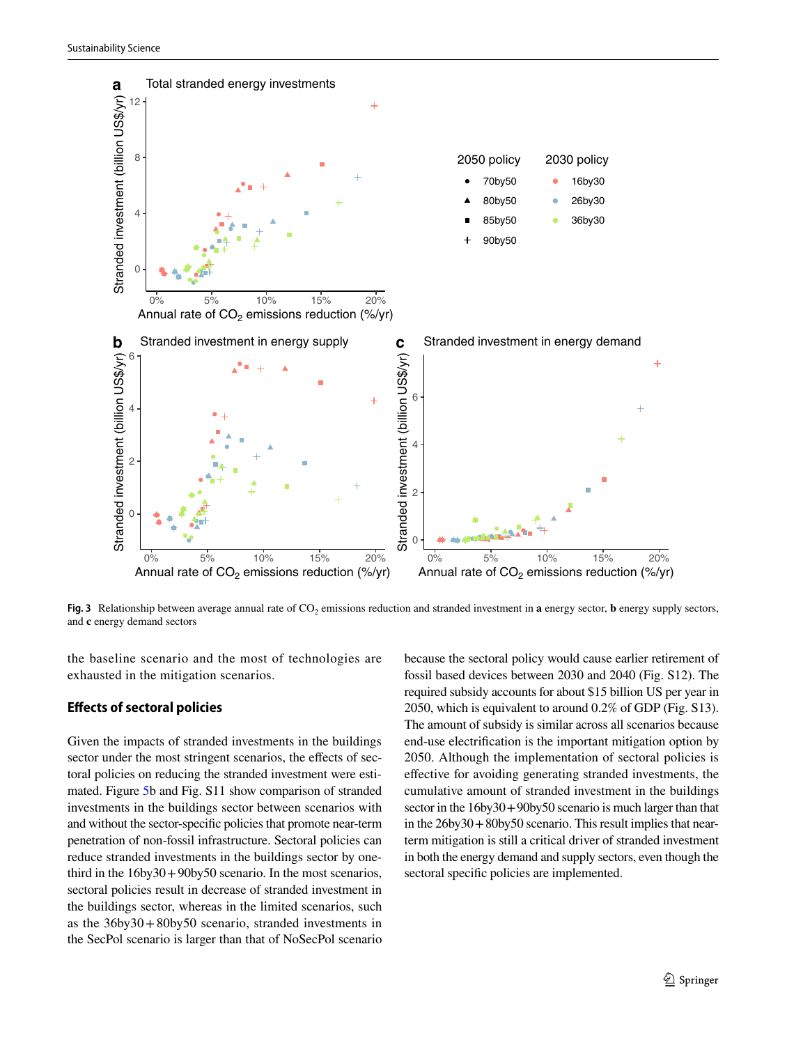**Fig. 3** Relationship between average annual rate of $CO_2$ emissions reduction and stranded investment in **a** energy sector, **b** energy supply sectors, and **c** energy demand sectors

the baseline scenario and the most of technologies are exhausted in the mitigation scenarios.

### Effects of sectoral policies

Given the impacts of stranded investments in the buildings sector under the most stringent scenarios, the effects of sectoral policies on reducing the stranded investment were estimated. Figure 5b and Fig. S11 show comparison of stranded investments in the buildings sector between scenarios with and without the sector-specific policies that promote near-term penetration of non-fossil infrastructure. Sectoral policies can reduce stranded investments in the buildings sector by one-third in the 16by30+90by50 scenario. In the most scenarios, sectoral policies result in decrease of stranded investment in the buildings sector, whereas in the limited scenarios, such as the 36by30+80by50 scenario, stranded investments in the SecPol scenario is larger than that of NoSecPol scenario because the sectoral policy would cause earlier retirement of fossil based devices between 2030 and 2040 (Fig. S12). The required subsidy accounts for about \$15 billion US per year in 2050, which is equivalent to around 0.2% of GDP (Fig. S13). The amount of subsidy is similar across all scenarios because end-use electrification is the important mitigation option by 2050. Although the implementation of sectoral policies is effective for avoiding generating stranded investments, the cumulative amount of stranded investment in the buildings sector in the 16by30+90by50 scenario is much larger than that in the 26by30+80by50 scenario. This result implies that near-term mitigation is still a critical driver of stranded investment in both the energy demand and supply sectors, even though the sectoral specific policies are implemented.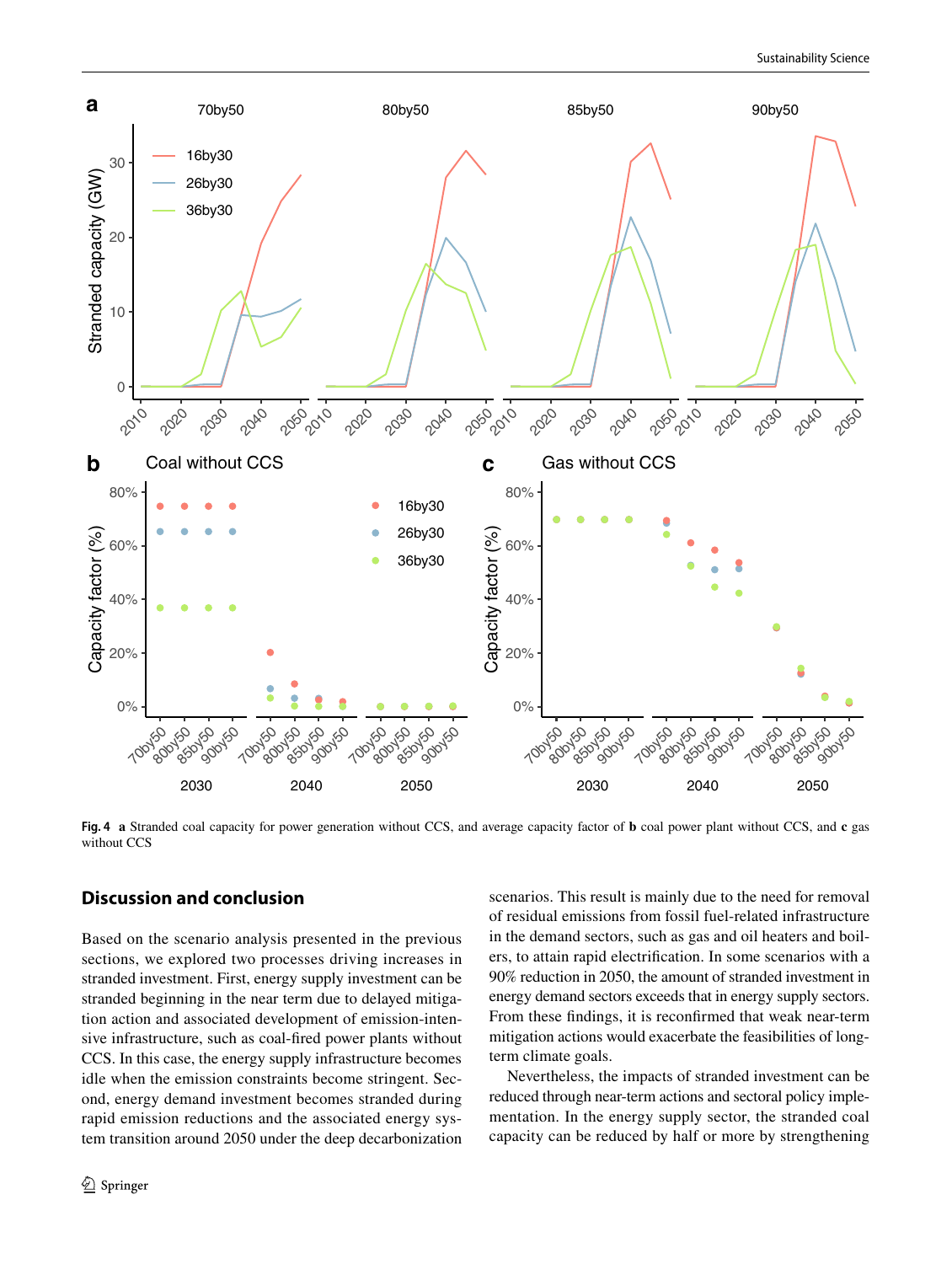**Fig. 4** **a** Stranded coal capacity for power generation without CCS, and average capacity factor of **b** coal power plant without CCS, and **c** gas without CCS

## Discussion and conclusion

Based on the scenario analysis presented in the previous sections, we explored two processes driving increases in stranded investment. First, energy supply investment can be stranded beginning in the near term due to delayed mitigation action and associated development of emission-intensive infrastructure, such as coal-fired power plants without CCS. In this case, the energy supply infrastructure becomes idle when the emission constraints become stringent. Second, energy demand investment becomes stranded during rapid emission reductions and the associated energy system transition around 2050 under the deep decarbonization scenarios. This result is mainly due to the need for removal of residual emissions from fossil fuel-related infrastructure in the demand sectors, such as gas and oil heaters and boilers, to attain rapid electrification. In some scenarios with a 90% reduction in 2050, the amount of stranded investment in energy demand sectors exceeds that in energy supply sectors. From these findings, it is reconfirmed that weak near-term mitigation actions would exacerbate the feasibilities of long-term climate goals.

Nevertheless, the impacts of stranded investment can be reduced through near-term actions and sectoral policy implementation. In the energy supply sector, the stranded coal capacity can be reduced by half or more by strengthening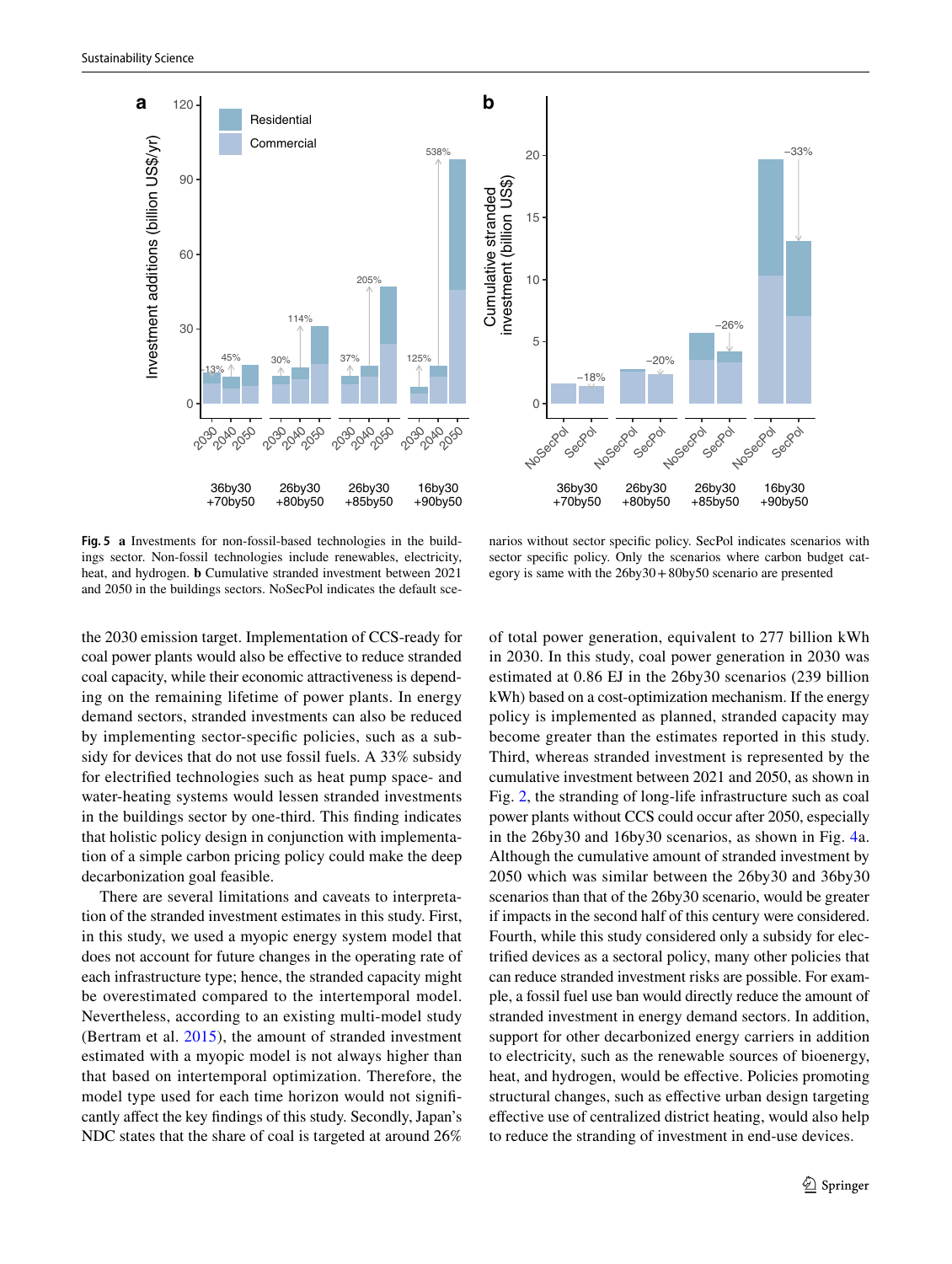**Fig. 5** **a** Investments for non-fossil-based technologies in the buildings sector. Non-fossil technologies include renewables, electricity, heat, and hydrogen. **b** Cumulative stranded investment between 2021 and 2050 in the buildings sectors. NoSecPol indicates the default scenarios without sector specific policy. SecPol indicates scenarios with sector specific policy. Only the scenarios where carbon budget category is same with the 26by30 + 80by50 scenario are presented

the 2030 emission target. Implementation of CCS-ready for coal power plants would also be effective to reduce stranded coal capacity, while their economic attractiveness is depending on the remaining lifetime of power plants. In energy demand sectors, stranded investments can also be reduced by implementing sector-specific policies, such as a subsidy for devices that do not use fossil fuels. A 33% subsidy for electrified technologies such as heat pump space- and water-heating systems would lessen stranded investments in the buildings sector by one-third. This finding indicates that holistic policy design in conjunction with implementation of a simple carbon pricing policy could make the deep decarbonization goal feasible.

There are several limitations and caveats to interpretation of the stranded investment estimates in this study. First, in this study, we used a myopic energy system model that does not account for future changes in the operating rate of each infrastructure type; hence, the stranded capacity might be overestimated compared to the intertemporal model. Nevertheless, according to an existing multi-model study (Bertram et al. 2015), the amount of stranded investment estimated with a myopic model is not always higher than that based on intertemporal optimization. Therefore, the model type used for each time horizon would not significantly affect the key findings of this study. Secondly, Japan's NDC states that the share of coal is targeted at around 26% of total power generation, equivalent to 277 billion kWh in 2030. In this study, coal power generation in 2030 was estimated at 0.86 EJ in the 26by30 scenarios (239 billion kWh) based on a cost-optimization mechanism. If the energy policy is implemented as planned, stranded capacity may become greater than the estimates reported in this study. Third, whereas stranded investment is represented by the cumulative investment between 2021 and 2050, as shown in Fig. 2, the stranding of long-life infrastructure such as coal power plants without CCS could occur after 2050, especially in the 26by30 and 16by30 scenarios, as shown in Fig. 4a. Although the cumulative amount of stranded investment by 2050 which was similar between the 26by30 and 36by30 scenarios than that of the 26by30 scenario, would be greater if impacts in the second half of this century were considered. Fourth, while this study considered only a subsidy for electrified devices as a sectoral policy, many other policies that can reduce stranded investment risks are possible. For example, a fossil fuel use ban would directly reduce the amount of stranded investment in energy demand sectors. In addition, support for other decarbonized energy carriers in addition to electricity, such as the renewable sources of bioenergy, heat, and hydrogen, would be effective. Policies promoting structural changes, such as effective urban design targeting effective use of centralized district heating, would also help to reduce the stranding of investment in end-use devices.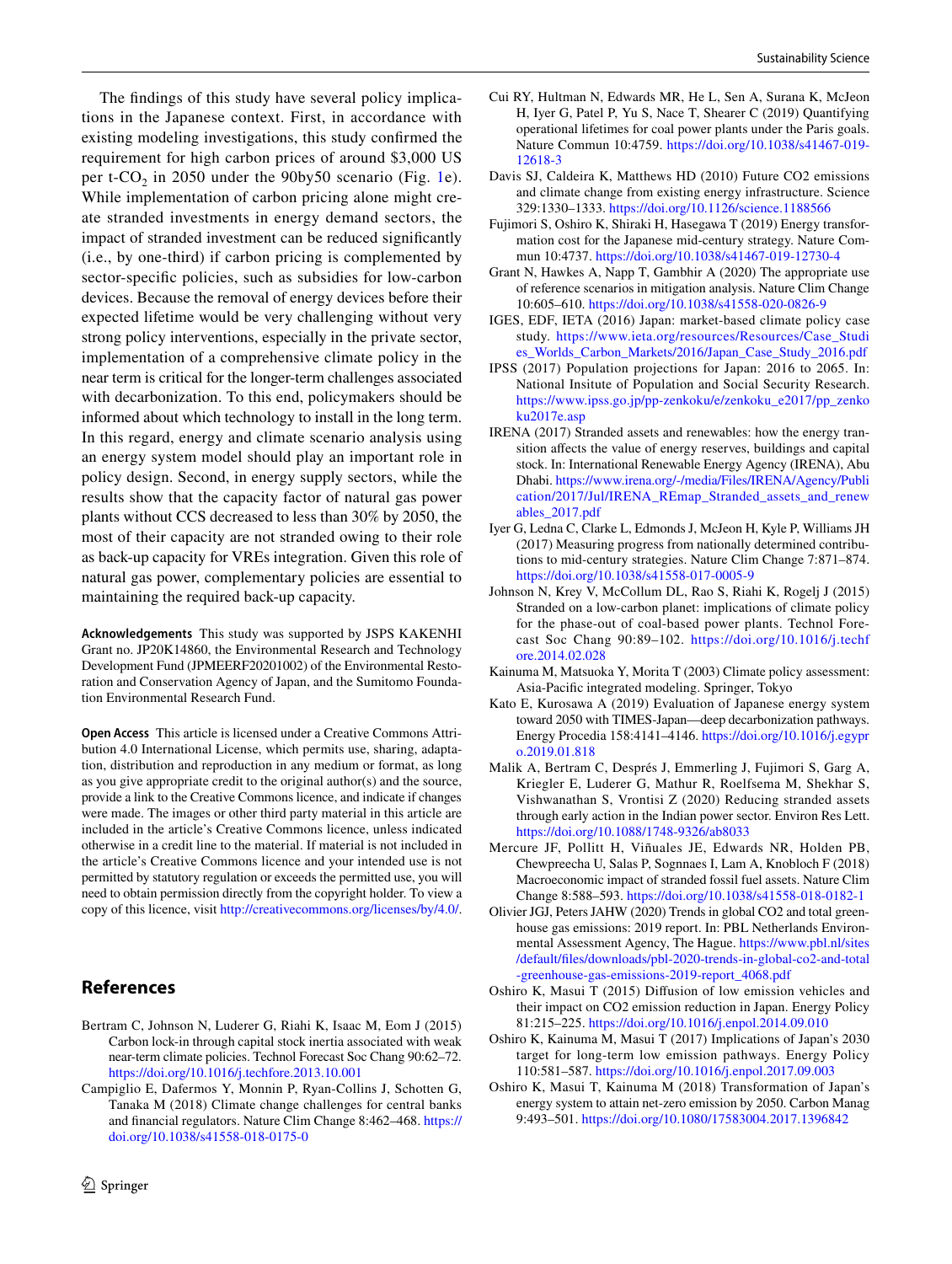The findings of this study have several policy implications in the Japanese context. First, in accordance with existing modeling investigations, this study confirmed the requirement for high carbon prices of around $3,000 US per t-$CO_2$ in 2050 under the 90by50 scenario (Fig. 1e). While implementation of carbon pricing alone might create stranded investments in energy demand sectors, the impact of stranded investment can be reduced significantly (i.e., by one-third) if carbon pricing is complemented by sector-specific policies, such as subsidies for low-carbon devices. Because the removal of energy devices before their expected lifetime would be very challenging without very strong policy interventions, especially in the private sector, implementation of a comprehensive climate policy in the near term is critical for the longer-term challenges associated with decarbonization. To this end, policymakers should be informed about which technology to install in the long term. In this regard, energy and climate scenario analysis using an energy system model should play an important role in policy design. Second, in energy supply sectors, while the results show that the capacity factor of natural gas power plants without CCS decreased to less than 30% by 2050, the most of their capacity are not stranded owing to their role as back-up capacity for VREs integration. Given this role of natural gas power, complementary policies are essential to maintaining the required back-up capacity.

**Acknowledgements** This study was supported by JSPS KAKENHI Grant no. JP20K14860, the Environmental Research and Technology Development Fund (JPMEERF20201002) of the Environmental Restoration and Conservation Agency of Japan, and the Sumitomo Foundation Environmental Research Fund.

**Open Access** This article is licensed under a Creative Commons Attribution 4.0 International License, which permits use, sharing, adaptation, distribution and reproduction in any medium or format, as long as you give appropriate credit to the original author(s) and the source, provide a link to the Creative Commons licence, and indicate if changes were made. The images or other third party material in this article are included in the article's Creative Commons licence, unless indicated otherwise in a credit line to the material. If material is not included in the article's Creative Commons licence and your intended use is not permitted by statutory regulation or exceeds the permitted use, you will need to obtain permission directly from the copyright holder. To view a copy of this licence, visit http://creativecommons.org/licenses/by/4.0/.

## References

Bertram C, Johnson N, Luderer G, Riahi K, Isaac M, Eom J (2015) Carbon lock-in through capital stock inertia associated with weak near-term climate policies. Technol Forecast Soc Chang 90:62–72. https://doi.org/10.1016/j.techfore.2013.10.001

Campiglio E, Dafermos Y, Monnin P, Ryan-Collins J, Schotten G, Tanaka M (2018) Climate change challenges for central banks and financial regulators. Nature Clim Change 8:462–468. https://doi.org/10.1038/s41558-018-0175-0

Cui RY, Hultman N, Edwards MR, He L, Sen A, Surana K, McJeon H, Iyer G, Patel P, Yu S, Nace T, Shearer C (2019) Quantifying operational lifetimes for coal power plants under the Paris goals. Nature Commun 10:4759. https://doi.org/10.1038/s41467-019-12618-3

Davis SJ, Caldeira K, Matthews HD (2010) Future CO2 emissions and climate change from existing energy infrastructure. Science 329:1330–1333. https://doi.org/10.1126/science.1188566

Fujimori S, Oshiro K, Shiraki H, Hasegawa T (2019) Energy transformation cost for the Japanese mid-century strategy. Nature Commun 10:4737. https://doi.org/10.1038/s41467-019-12730-4

Grant N, Hawkes A, Napp T, Gambhir A (2020) The appropriate use of reference scenarios in mitigation analysis. Nature Clim Change 10:605–610. https://doi.org/10.1038/s41558-020-0826-9

IGES, EDF, IETA (2016) Japan: market-based climate policy case study. https://www.ieta.org/resources/Resources/Case_Studies_Worlds_Carbon_Markets/2016/Japan_Case_Study_2016.pdf

IPSS (2017) Population projections for Japan: 2016 to 2065. In: National Insitute of Population and Social Security Research. https://www.ipss.go.jp/pp-zenkoku/e/zenkoku_e2017/pp_zenkoku2017e.asp

IRENA (2017) Stranded assets and renewables: how the energy transition affects the value of energy reserves, buildings and capital stock. In: International Renewable Energy Agency (IRENA), Abu Dhabi. https://www.irena.org/-/media/Files/IRENA/Agency/Publication/2017/Jul/IRENA_REmap_Stranded_assets_and_renewables_2017.pdf

Iyer G, Ledna C, Clarke L, Edmonds J, McJeon H, Kyle P, Williams JH (2017) Measuring progress from nationally determined contributions to mid-century strategies. Nature Clim Change 7:871–874. https://doi.org/10.1038/s41558-017-0005-9

Johnson N, Krey V, McCollum DL, Rao S, Riahi K, Rogelj J (2015) Stranded on a low-carbon planet: implications of climate policy for the phase-out of coal-based power plants. Technol Forecast Soc Chang 90:89–102. https://doi.org/10.1016/j.techfore.2014.02.028

Kainuma M, Matsuoka Y, Morita T (2003) Climate policy assessment: Asia-Pacific integrated modeling. Springer, Tokyo

Kato E, Kurosawa A (2019) Evaluation of Japanese energy system toward 2050 with TIMES-Japan—deep decarbonization pathways. Energy Procedia 158:4141–4146. https://doi.org/10.1016/j.egypro.2019.01.818

Malik A, Bertram C, Després J, Emmerling J, Fujimori S, Garg A, Kriegler E, Luderer G, Mathur R, Roelfsema M, Shekhar S, Vishwanathan S, Vrontisi Z (2020) Reducing stranded assets through early action in the Indian power sector. Environ Res Lett. https://doi.org/10.1088/1748-9326/ab8033

Mercure JF, Pollitt H, Viñuales JE, Edwards NR, Holden PB, Chewpreecha U, Salas P, Sognnaes I, Lam A, Knobloch F (2018) Macroeconomic impact of stranded fossil fuel assets. Nature Clim Change 8:588–593. https://doi.org/10.1038/s41558-018-0182-1

Olivier JGJ, Peters JAHW (2020) Trends in global CO2 and total greenhouse gas emissions: 2019 report. In: PBL Netherlands Environmental Assessment Agency, The Hague. https://www.pbl.nl/sites/default/files/downloads/pbl-2020-trends-in-global-co2-and-total-greenhouse-gas-emissions-2019-report_4068.pdf

Oshiro K, Masui T (2015) Diffusion of low emission vehicles and their impact on CO2 emission reduction in Japan. Energy Policy 81:215–225. https://doi.org/10.1016/j.enpol.2014.09.010

Oshiro K, Kainuma M, Masui T (2017) Implications of Japan's 2030 target for long-term low emission pathways. Energy Policy 110:581–587. https://doi.org/10.1016/j.enpol.2017.09.003

Oshiro K, Masui T, Kainuma M (2018) Transformation of Japan's energy system to attain net-zero emission by 2050. Carbon Manag 9:493–501. https://doi.org/10.1080/17583004.2017.1396842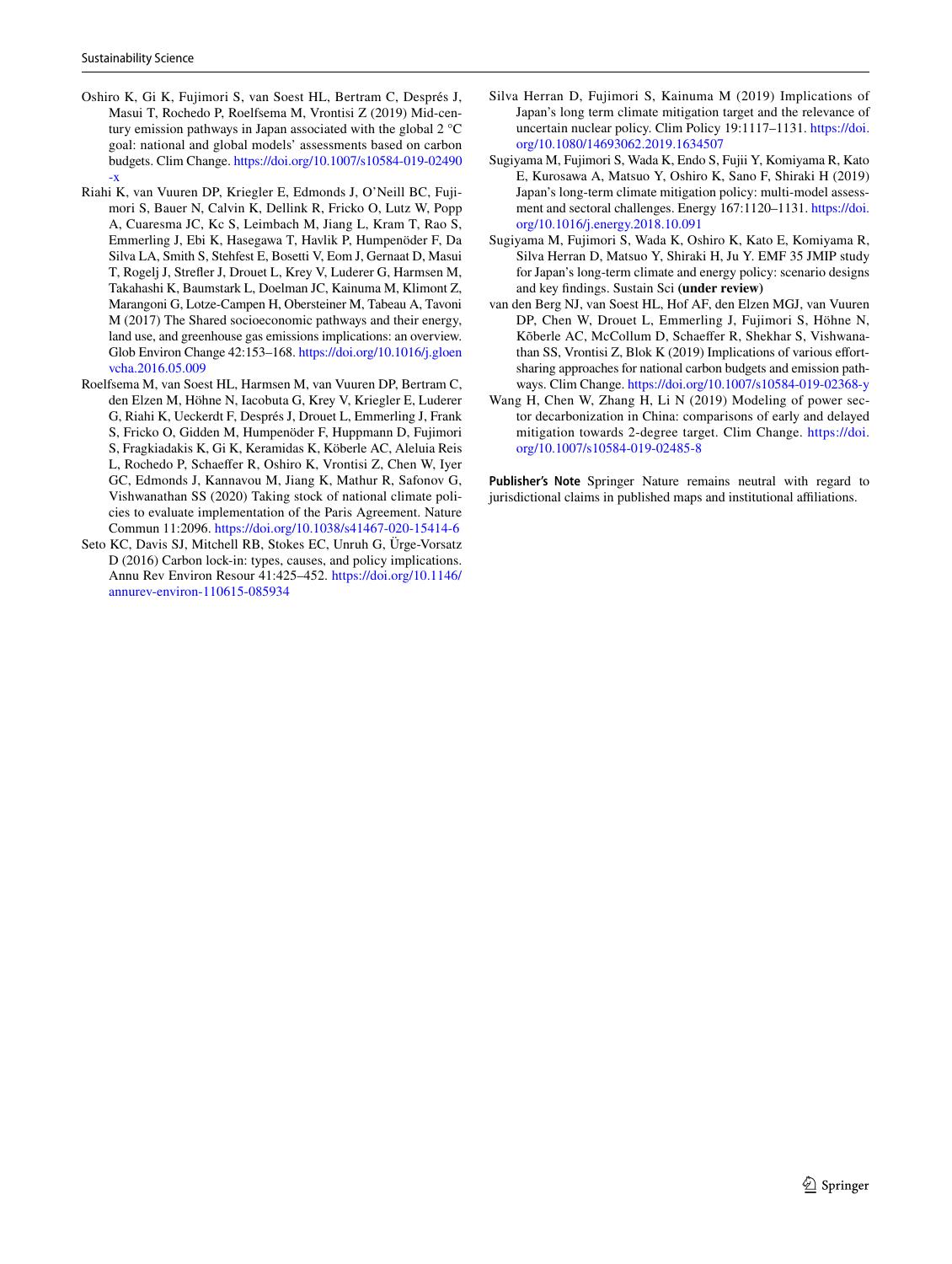Oshiro K, Gi K, Fujimori S, van Soest HL, Bertram C, Després J, Masui T, Rochedo P, Roelfsema M, Vrontisi Z (2019) Mid-century emission pathways in Japan associated with the global 2 °C goal: national and global models' assessments based on carbon budgets. Clim Change. https://doi.org/10.1007/s10584-019-02490-x

Riahi K, van Vuuren DP, Kriegler E, Edmonds J, O'Neill BC, Fujimori S, Bauer N, Calvin K, Dellink R, Fricko O, Lutz W, Popp A, Cuaresma JC, Kc S, Leimbach M, Jiang L, Kram T, Rao S, Emmerling J, Ebi K, Hasegawa T, Havlik P, Humpenöder F, Da Silva LA, Smith S, Stehfest E, Bosetti V, Eom J, Gernaat D, Masui T, Rogelj J, Strefler J, Drouet L, Krey V, Luderer G, Harmsen M, Takahashi K, Baumstark L, Doelman JC, Kainuma M, Klimont Z, Marangoni G, Lotze-Campen H, Obersteiner M, Tabeau A, Tavoni M (2017) The Shared socioeconomic pathways and their energy, land use, and greenhouse gas emissions implications: an overview. Glob Environ Change 42:153–168. https://doi.org/10.1016/j.gloenvcha.2016.05.009

Roelfsema M, van Soest HL, Harmsen M, van Vuuren DP, Bertram C, den Elzen M, Höhne N, Iacobuta G, Krey V, Kriegler E, Luderer G, Riahi K, Ueckerdt F, Després J, Drouet L, Emmerling J, Frank S, Fricko O, Gidden M, Humpenöder F, Huppmann D, Fujimori S, Fragkiadakis K, Gi K, Keramidas K, Köberle AC, Aleluia Reis L, Rochedo P, Schaeffer R, Oshiro K, Vrontisi Z, Chen W, Iyer GC, Edmonds J, Kannavou M, Jiang K, Mathur R, Safonov G, Vishwanathan SS (2020) Taking stock of national climate policies to evaluate implementation of the Paris Agreement. Nature Commun 11:2096. https://doi.org/10.1038/s41467-020-15414-6

Seto KC, Davis SJ, Mitchell RB, Stokes EC, Unruh G, Ürge-Vorsatz D (2016) Carbon lock-in: types, causes, and policy implications. Annu Rev Environ Resour 41:425–452. https://doi.org/10.1146/annurev-environ-110615-085934

Silva Herran D, Fujimori S, Kainuma M (2019) Implications of Japan's long term climate mitigation target and the relevance of uncertain nuclear policy. Clim Policy 19:1117–1131. https://doi.org/10.1080/14693062.2019.1634507

Sugiyama M, Fujimori S, Wada K, Endo S, Fujii Y, Komiyama R, Kato E, Kurosawa A, Matsuo Y, Oshiro K, Sano F, Shiraki H (2019) Japan's long-term climate mitigation policy: multi-model assessment and sectoral challenges. Energy 167:1120–1131. https://doi.org/10.1016/j.energy.2018.10.091

Sugiyama M, Fujimori S, Wada K, Oshiro K, Kato E, Komiyama R, Silva Herran D, Matsuo Y, Shiraki H, Ju Y. EMF 35 JMIP study for Japan's long-term climate and energy policy: scenario designs and key findings. Sustain Sci **(under review)**

van den Berg NJ, van Soest HL, Hof AF, den Elzen MGJ, van Vuuren DP, Chen W, Drouet L, Emmerling J, Fujimori S, Höhne N, Kōberle AC, McCollum D, Schaeffer R, Shekhar S, Vishwanathan SS, Vrontisi Z, Blok K (2019) Implications of various effort-sharing approaches for national carbon budgets and emission pathways. Clim Change. https://doi.org/10.1007/s10584-019-02368-y

Wang H, Chen W, Zhang H, Li N (2019) Modeling of power sector decarbonization in China: comparisons of early and delayed mitigation towards 2-degree target. Clim Change. https://doi.org/10.1007/s10584-019-02485-8

**Publisher's Note** Springer Nature remains neutral with regard to jurisdictional claims in published maps and institutional affiliations.